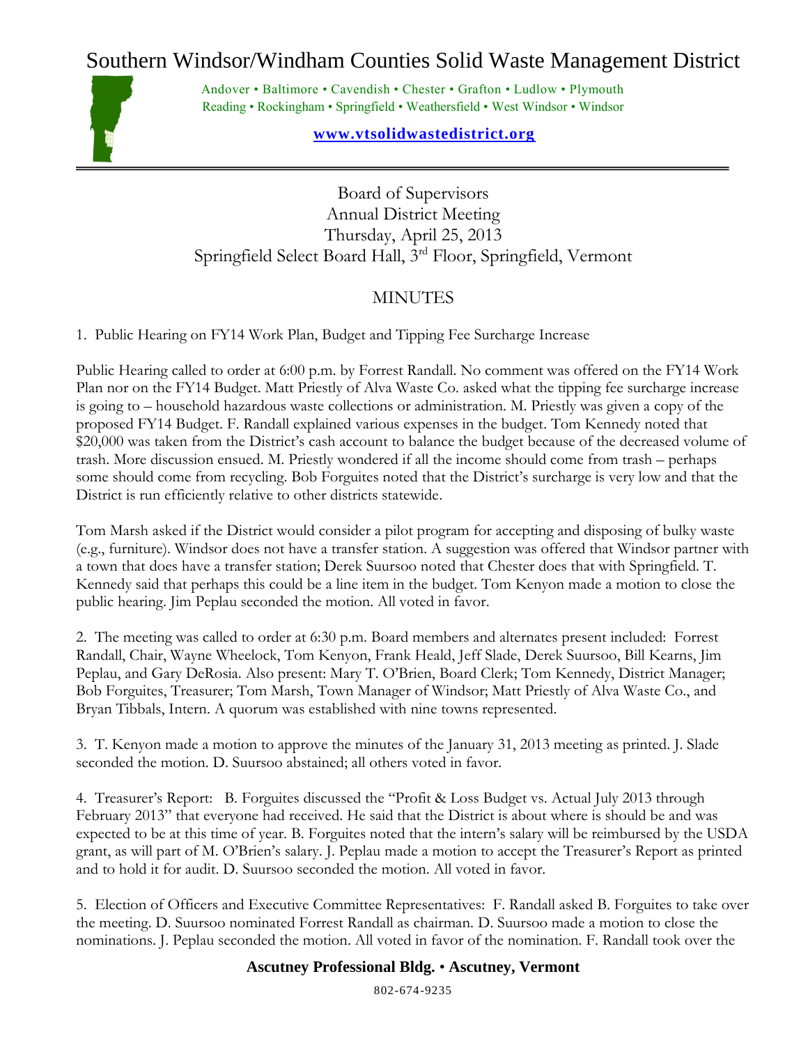# Southern Windsor/Windham Counties Solid Waste Management District

Andover • Baltimore • Cavendish • Chester • Grafton • Ludlow • Plymouth
Reading • Rockingham • Springfield • Weathersfield • West Windsor • Windsor

**www.vtsolidwastedistrict.org**

---

Board of Supervisors
Annual District Meeting
Thursday, April 25, 2013
Springfield Select Board Hall, 3rd Floor, Springfield, Vermont

## MINUTES

1. Public Hearing on FY14 Work Plan, Budget and Tipping Fee Surcharge Increase

Public Hearing called to order at 6:00 p.m. by Forrest Randall. No comment was offered on the FY14 Work Plan nor on the FY14 Budget. Matt Priestly of Alva Waste Co. asked what the tipping fee surcharge increase is going to – household hazardous waste collections or administration. M. Priestly was given a copy of the proposed FY14 Budget. F. Randall explained various expenses in the budget. Tom Kennedy noted that $20,000 was taken from the District's cash account to balance the budget because of the decreased volume of trash. More discussion ensued. M. Priestly wondered if all the income should come from trash – perhaps some should come from recycling. Bob Forguites noted that the District's surcharge is very low and that the District is run efficiently relative to other districts statewide.

Tom Marsh asked if the District would consider a pilot program for accepting and disposing of bulky waste (e.g., furniture). Windsor does not have a transfer station. A suggestion was offered that Windsor partner with a town that does have a transfer station; Derek Suursoo noted that Chester does that with Springfield. T. Kennedy said that perhaps this could be a line item in the budget. Tom Kenyon made a motion to close the public hearing. Jim Peplau seconded the motion. All voted in favor.

2. The meeting was called to order at 6:30 p.m. Board members and alternates present included: Forrest Randall, Chair, Wayne Wheelock, Tom Kenyon, Frank Heald, Jeff Slade, Derek Suursoo, Bill Kearns, Jim Peplau, and Gary DeRosia. Also present: Mary T. O'Brien, Board Clerk; Tom Kennedy, District Manager; Bob Forguites, Treasurer; Tom Marsh, Town Manager of Windsor; Matt Priestly of Alva Waste Co., and Bryan Tibbals, Intern. A quorum was established with nine towns represented.

3. T. Kenyon made a motion to approve the minutes of the January 31, 2013 meeting as printed. J. Slade seconded the motion. D. Suursoo abstained; all others voted in favor.

4. Treasurer's Report: B. Forguites discussed the "Profit & Loss Budget vs. Actual July 2013 through February 2013" that everyone had received. He said that the District is about where is should be and was expected to be at this time of year. B. Forguites noted that the intern's salary will be reimbursed by the USDA grant, as will part of M. O'Brien's salary. J. Peplau made a motion to accept the Treasurer's Report as printed and to hold it for audit. D. Suursoo seconded the motion. All voted in favor.

5. Election of Officers and Executive Committee Representatives: F. Randall asked B. Forguites to take over the meeting. D. Suursoo nominated Forrest Randall as chairman. D. Suursoo made a motion to close the nominations. J. Peplau seconded the motion. All voted in favor of the nomination. F. Randall took over the

**Ascutney Professional Bldg. • Ascutney, Vermont**

802-674-9235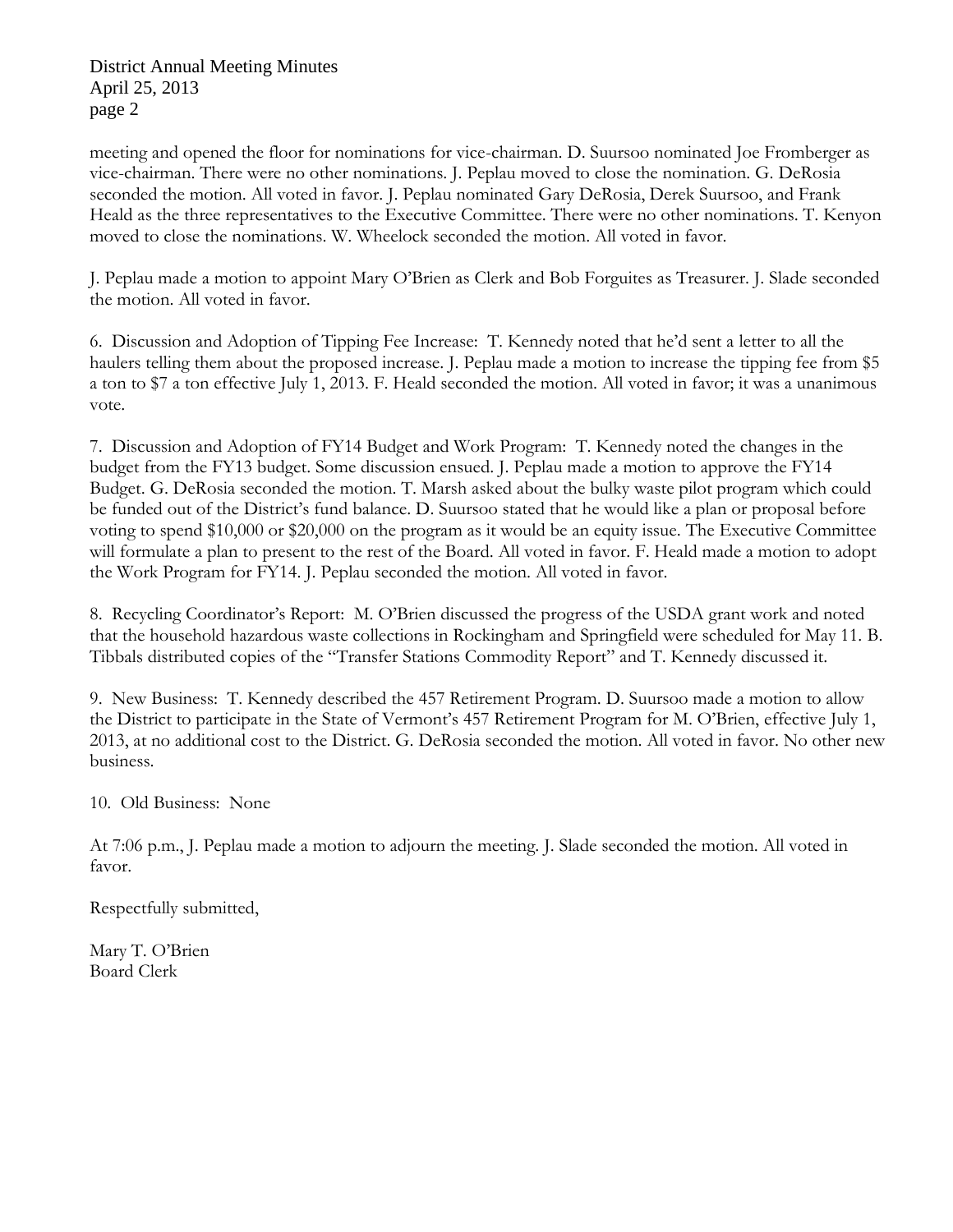meeting and opened the floor for nominations for vice-chairman. D. Suursoo nominated Joe Fromberger as vice-chairman. There were no other nominations. J. Peplau moved to close the nomination. G. DeRosia seconded the motion. All voted in favor. J. Peplau nominated Gary DeRosia, Derek Suursoo, and Frank Heald as the three representatives to the Executive Committee. There were no other nominations. T. Kenyon moved to close the nominations. W. Wheelock seconded the motion. All voted in favor.

J. Peplau made a motion to appoint Mary O'Brien as Clerk and Bob Forguites as Treasurer. J. Slade seconded the motion. All voted in favor.

6. Discussion and Adoption of Tipping Fee Increase: T. Kennedy noted that he'd sent a letter to all the haulers telling them about the proposed increase. J. Peplau made a motion to increase the tipping fee from $5 a ton to $7 a ton effective July 1, 2013. F. Heald seconded the motion. All voted in favor; it was a unanimous vote.

7. Discussion and Adoption of FY14 Budget and Work Program: T. Kennedy noted the changes in the budget from the FY13 budget. Some discussion ensued. J. Peplau made a motion to approve the FY14 Budget. G. DeRosia seconded the motion. T. Marsh asked about the bulky waste pilot program which could be funded out of the District's fund balance. D. Suursoo stated that he would like a plan or proposal before voting to spend $10,000 or $20,000 on the program as it would be an equity issue. The Executive Committee will formulate a plan to present to the rest of the Board. All voted in favor. F. Heald made a motion to adopt the Work Program for FY14. J. Peplau seconded the motion. All voted in favor.

8. Recycling Coordinator's Report: M. O'Brien discussed the progress of the USDA grant work and noted that the household hazardous waste collections in Rockingham and Springfield were scheduled for May 11. B. Tibbals distributed copies of the "Transfer Stations Commodity Report" and T. Kennedy discussed it.

9. New Business: T. Kennedy described the 457 Retirement Program. D. Suursoo made a motion to allow the District to participate in the State of Vermont's 457 Retirement Program for M. O'Brien, effective July 1, 2013, at no additional cost to the District. G. DeRosia seconded the motion. All voted in favor. No other new business.

10. Old Business: None

At 7:06 p.m., J. Peplau made a motion to adjourn the meeting. J. Slade seconded the motion. All voted in favor.

Respectfully submitted,

Mary T. O'Brien
Board Clerk